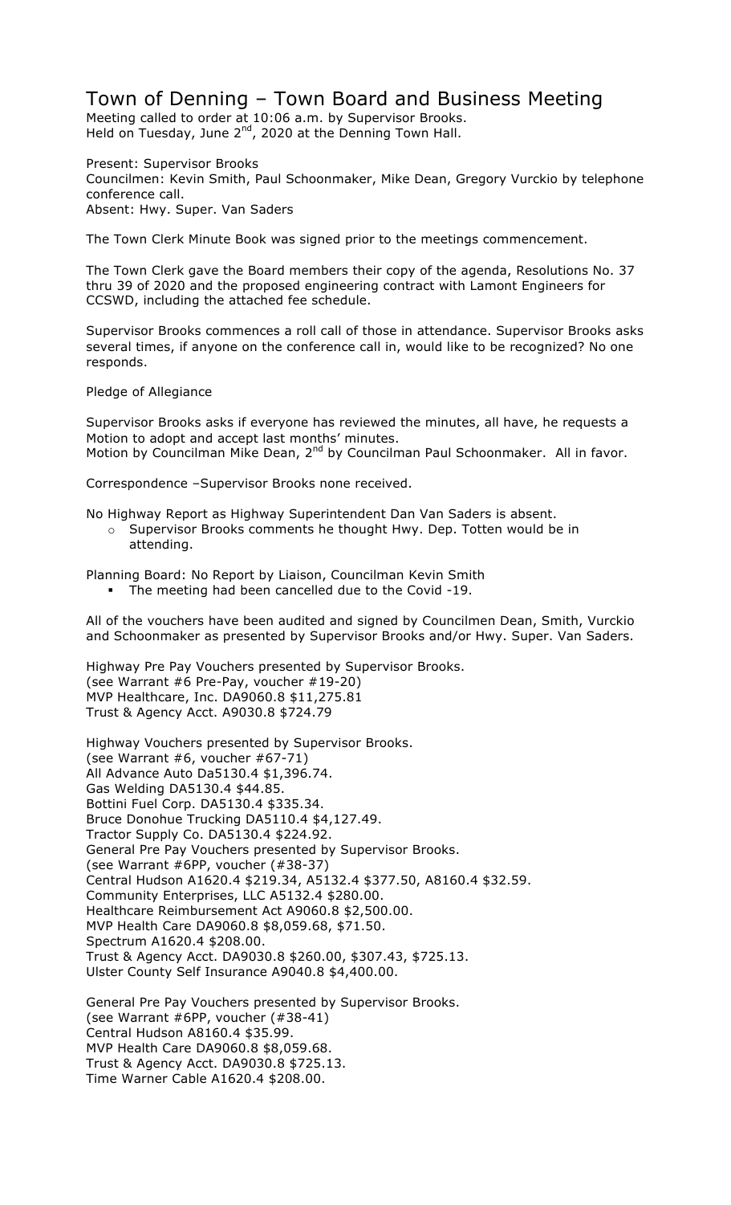# Town of Denning – Town Board and Business Meeting

Meeting called to order at 10:06 a.m. by Supervisor Brooks.
Held on Tuesday, June 2nd, 2020 at the Denning Town Hall.

Present: Supervisor Brooks
Councilmen: Kevin Smith, Paul Schoonmaker, Mike Dean, Gregory Vurckio by telephone conference call.
Absent: Hwy. Super. Van Saders

The Town Clerk Minute Book was signed prior to the meetings commencement.

The Town Clerk gave the Board members their copy of the agenda, Resolutions No. 37 thru 39 of 2020 and the proposed engineering contract with Lamont Engineers for CCSWD, including the attached fee schedule.

Supervisor Brooks commences a roll call of those in attendance. Supervisor Brooks asks several times, if anyone on the conference call in, would like to be recognized? No one responds.

Pledge of Allegiance

Supervisor Brooks asks if everyone has reviewed the minutes, all have, he requests a Motion to adopt and accept last months' minutes.
Motion by Councilman Mike Dean, 2nd by Councilman Paul Schoonmaker. All in favor.

Correspondence –Supervisor Brooks none received.

No Highway Report as Highway Superintendent Dan Van Saders is absent.

- Supervisor Brooks comments he thought Hwy. Dep. Totten would be in attending.

Planning Board: No Report by Liaison, Councilman Kevin Smith

- The meeting had been cancelled due to the Covid -19.

All of the vouchers have been audited and signed by Councilmen Dean, Smith, Vurckio and Schoonmaker as presented by Supervisor Brooks and/or Hwy. Super. Van Saders.

Highway Pre Pay Vouchers presented by Supervisor Brooks.
(see Warrant #6 Pre-Pay, voucher #19-20)
MVP Healthcare, Inc. DA9060.8 $11,275.81
Trust & Agency Acct. A9030.8 $724.79

Highway Vouchers presented by Supervisor Brooks.
(see Warrant #6, voucher #67-71)
All Advance Auto Da5130.4 $1,396.74.
Gas Welding DA5130.4 $44.85.
Bottini Fuel Corp. DA5130.4 $335.34.
Bruce Donohue Trucking DA5110.4 $4,127.49.
Tractor Supply Co. DA5130.4 $224.92.
General Pre Pay Vouchers presented by Supervisor Brooks.
(see Warrant #6PP, voucher (#38-37)
Central Hudson A1620.4 $219.34, A5132.4 $377.50, A8160.4 $32.59.
Community Enterprises, LLC A5132.4 $280.00.
Healthcare Reimbursement Act A9060.8 $2,500.00.
MVP Health Care DA9060.8 $8,059.68, $71.50.
Spectrum A1620.4 $208.00.
Trust & Agency Acct. DA9030.8 $260.00, $307.43, $725.13.
Ulster County Self Insurance A9040.8 $4,400.00.

General Pre Pay Vouchers presented by Supervisor Brooks.
(see Warrant #6PP, voucher (#38-41)
Central Hudson A8160.4 $35.99.
MVP Health Care DA9060.8 $8,059.68.
Trust & Agency Acct. DA9030.8 $725.13.
Time Warner Cable A1620.4 $208.00.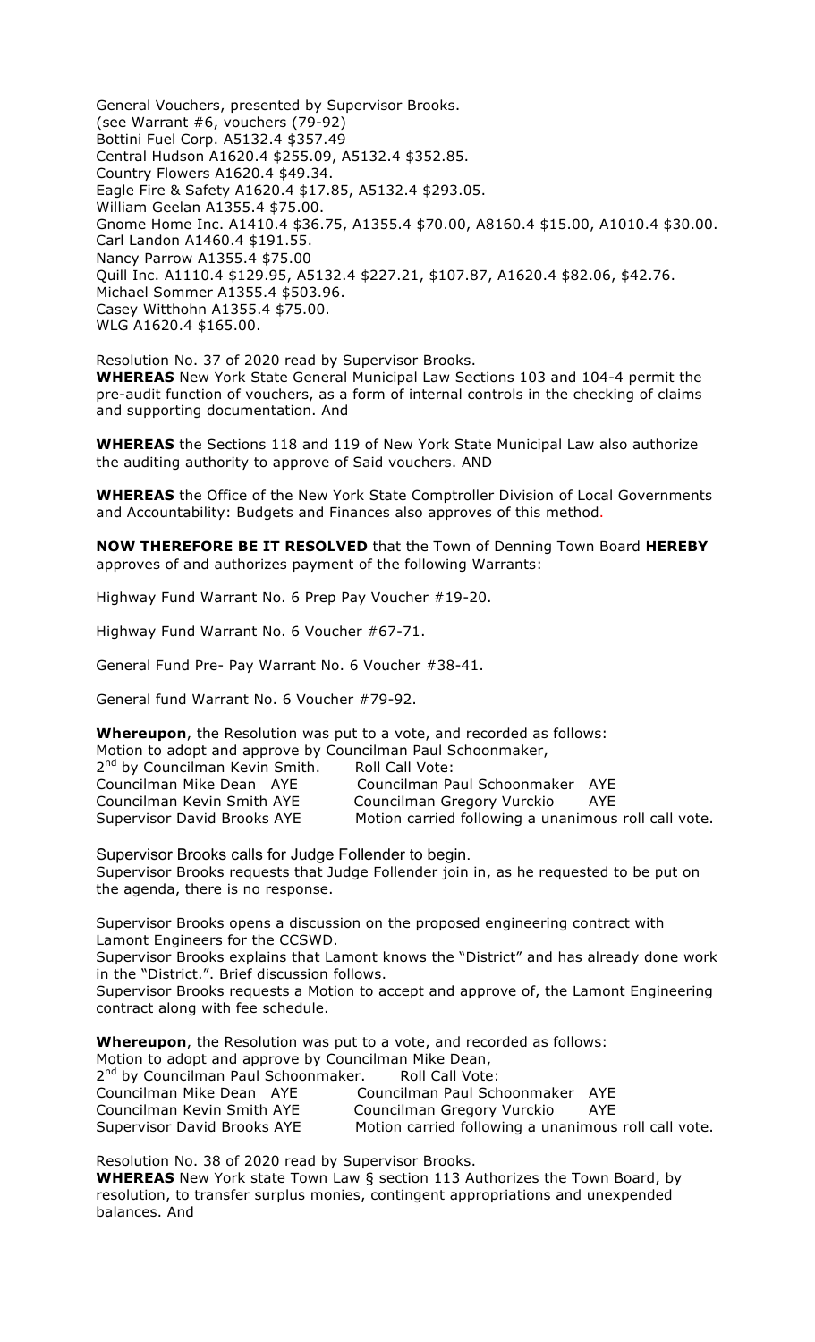General Vouchers, presented by Supervisor Brooks.
(see Warrant #6, vouchers (79-92)
Bottini Fuel Corp. A5132.4 $357.49
Central Hudson A1620.4 $255.09, A5132.4 $352.85.
Country Flowers A1620.4 $49.34.
Eagle Fire & Safety A1620.4 $17.85, A5132.4 $293.05.
William Geelan A1355.4 $75.00.
Gnome Home Inc. A1410.4 $36.75, A1355.4 $70.00, A8160.4 $15.00, A1010.4 $30.00.
Carl Landon A1460.4 $191.55.
Nancy Parrow A1355.4 $75.00
Quill Inc. A1110.4 $129.95, A5132.4 $227.21, $107.87, A1620.4 $82.06, $42.76.
Michael Sommer A1355.4 $503.96.
Casey Witthohn A1355.4 $75.00.
WLG A1620.4 $165.00.

Resolution No. 37 of 2020 read by Supervisor Brooks.
**WHEREAS** New York State General Municipal Law Sections 103 and 104-4 permit the pre-audit function of vouchers, as a form of internal controls in the checking of claims and supporting documentation. And

**WHEREAS** the Sections 118 and 119 of New York State Municipal Law also authorize the auditing authority to approve of Said vouchers. AND

**WHEREAS** the Office of the New York State Comptroller Division of Local Governments and Accountability: Budgets and Finances also approves of this method.

**NOW THEREFORE BE IT RESOLVED** that the Town of Denning Town Board **HEREBY** approves of and authorizes payment of the following Warrants:

Highway Fund Warrant No. 6 Prep Pay Voucher #19-20.

Highway Fund Warrant No. 6 Voucher #67-71.

General Fund Pre- Pay Warrant No. 6 Voucher #38-41.

General fund Warrant No. 6 Voucher #79-92.

**Whereupon**, the Resolution was put to a vote, and recorded as follows:
Motion to adopt and approve by Councilman Paul Schoonmaker,
2nd by Councilman Kevin Smith. Roll Call Vote:
Councilman Mike Dean AYE Councilman Paul Schoonmaker AYE
Councilman Kevin Smith AYE Councilman Gregory Vurckio AYE
Supervisor David Brooks AYE Motion carried following a unanimous roll call vote.

Supervisor Brooks calls for Judge Follender to begin.
Supervisor Brooks requests that Judge Follender join in, as he requested to be put on the agenda, there is no response.

Supervisor Brooks opens a discussion on the proposed engineering contract with Lamont Engineers for the CCSWD.
Supervisor Brooks explains that Lamont knows the "District" and has already done work in the "District.". Brief discussion follows.
Supervisor Brooks requests a Motion to accept and approve of, the Lamont Engineering contract along with fee schedule.

**Whereupon**, the Resolution was put to a vote, and recorded as follows:
Motion to adopt and approve by Councilman Mike Dean,
2nd by Councilman Paul Schoonmaker. Roll Call Vote:
Councilman Mike Dean AYE Councilman Paul Schoonmaker AYE
Councilman Kevin Smith AYE Councilman Gregory Vurckio AYE
Supervisor David Brooks AYE Motion carried following a unanimous roll call vote.

Resolution No. 38 of 2020 read by Supervisor Brooks.
**WHEREAS** New York state Town Law § section 113 Authorizes the Town Board, by resolution, to transfer surplus monies, contingent appropriations and unexpended balances. And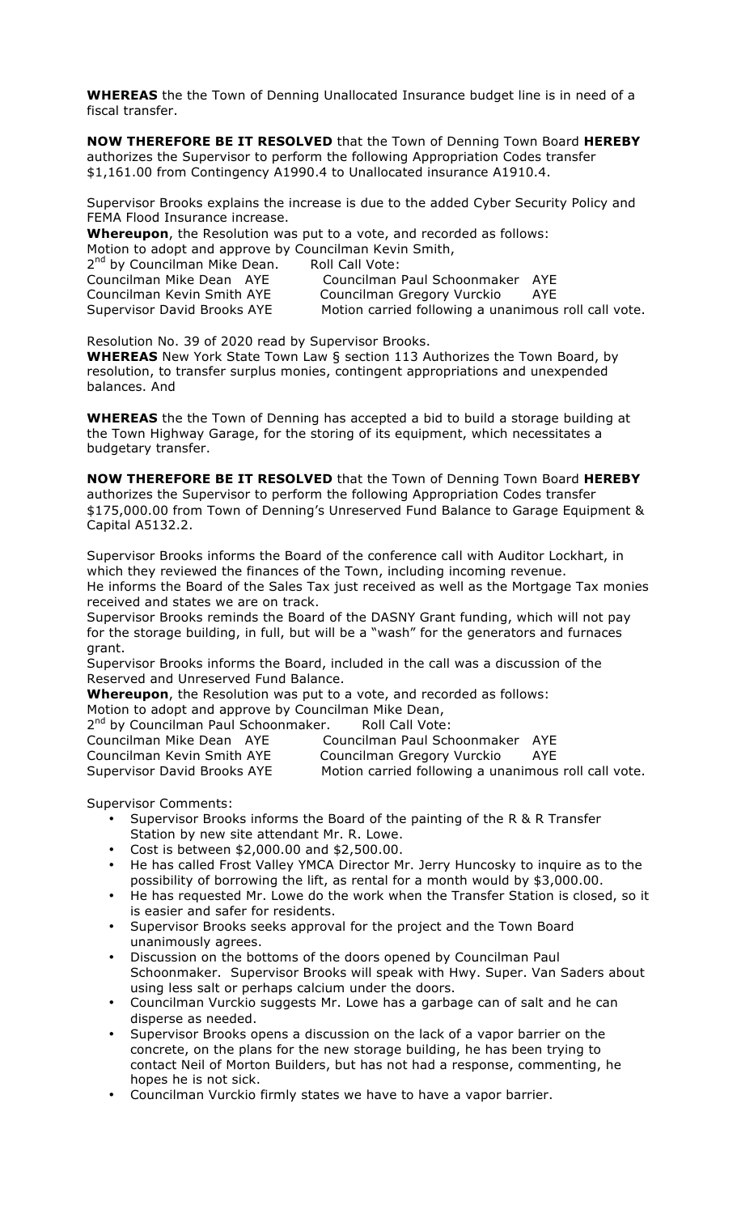**WHEREAS** the the Town of Denning Unallocated Insurance budget line is in need of a fiscal transfer.

**NOW THEREFORE BE IT RESOLVED** that the Town of Denning Town Board **HEREBY** authorizes the Supervisor to perform the following Appropriation Codes transfer \$1,161.00 from Contingency A1990.4 to Unallocated insurance A1910.4.

Supervisor Brooks explains the increase is due to the added Cyber Security Policy and FEMA Flood Insurance increase.

**Whereupon**, the Resolution was put to a vote, and recorded as follows:
Motion to adopt and approve by Councilman Kevin Smith,
2nd by Councilman Mike Dean. Roll Call Vote:

Councilman Mike Dean AYE Councilman Paul Schoonmaker AYE
Councilman Kevin Smith AYE Councilman Gregory Vurckio AYE
Supervisor David Brooks AYE Motion carried following a unanimous roll call vote.

Resolution No. 39 of 2020 read by Supervisor Brooks.

**WHEREAS** New York State Town Law § section 113 Authorizes the Town Board, by resolution, to transfer surplus monies, contingent appropriations and unexpended balances. And

**WHEREAS** the the Town of Denning has accepted a bid to build a storage building at the Town Highway Garage, for the storing of its equipment, which necessitates a budgetary transfer.

**NOW THEREFORE BE IT RESOLVED** that the Town of Denning Town Board **HEREBY** authorizes the Supervisor to perform the following Appropriation Codes transfer \$175,000.00 from Town of Denning's Unreserved Fund Balance to Garage Equipment & Capital A5132.2.

Supervisor Brooks informs the Board of the conference call with Auditor Lockhart, in which they reviewed the finances of the Town, including incoming revenue.
He informs the Board of the Sales Tax just received as well as the Mortgage Tax monies received and states we are on track.
Supervisor Brooks reminds the Board of the DASNY Grant funding, which will not pay for the storage building, in full, but will be a "wash" for the generators and furnaces grant.
Supervisor Brooks informs the Board, included in the call was a discussion of the Reserved and Unreserved Fund Balance.

**Whereupon**, the Resolution was put to a vote, and recorded as follows:
Motion to adopt and approve by Councilman Mike Dean,
2nd by Councilman Paul Schoonmaker. Roll Call Vote:

Councilman Mike Dean AYE Councilman Paul Schoonmaker AYE
Councilman Kevin Smith AYE Councilman Gregory Vurckio AYE
Supervisor David Brooks AYE Motion carried following a unanimous roll call vote.

Supervisor Comments:

- Supervisor Brooks informs the Board of the painting of the R & R Transfer Station by new site attendant Mr. R. Lowe.
- Cost is between \$2,000.00 and \$2,500.00.
- He has called Frost Valley YMCA Director Mr. Jerry Huncosky to inquire as to the possibility of borrowing the lift, as rental for a month would by \$3,000.00.
- He has requested Mr. Lowe do the work when the Transfer Station is closed, so it is easier and safer for residents.
- Supervisor Brooks seeks approval for the project and the Town Board unanimously agrees.
- Discussion on the bottoms of the doors opened by Councilman Paul Schoonmaker. Supervisor Brooks will speak with Hwy. Super. Van Saders about using less salt or perhaps calcium under the doors.
- Councilman Vurckio suggests Mr. Lowe has a garbage can of salt and he can disperse as needed.
- Supervisor Brooks opens a discussion on the lack of a vapor barrier on the concrete, on the plans for the new storage building, he has been trying to contact Neil of Morton Builders, but has not had a response, commenting, he hopes he is not sick.
- Councilman Vurckio firmly states we have to have a vapor barrier.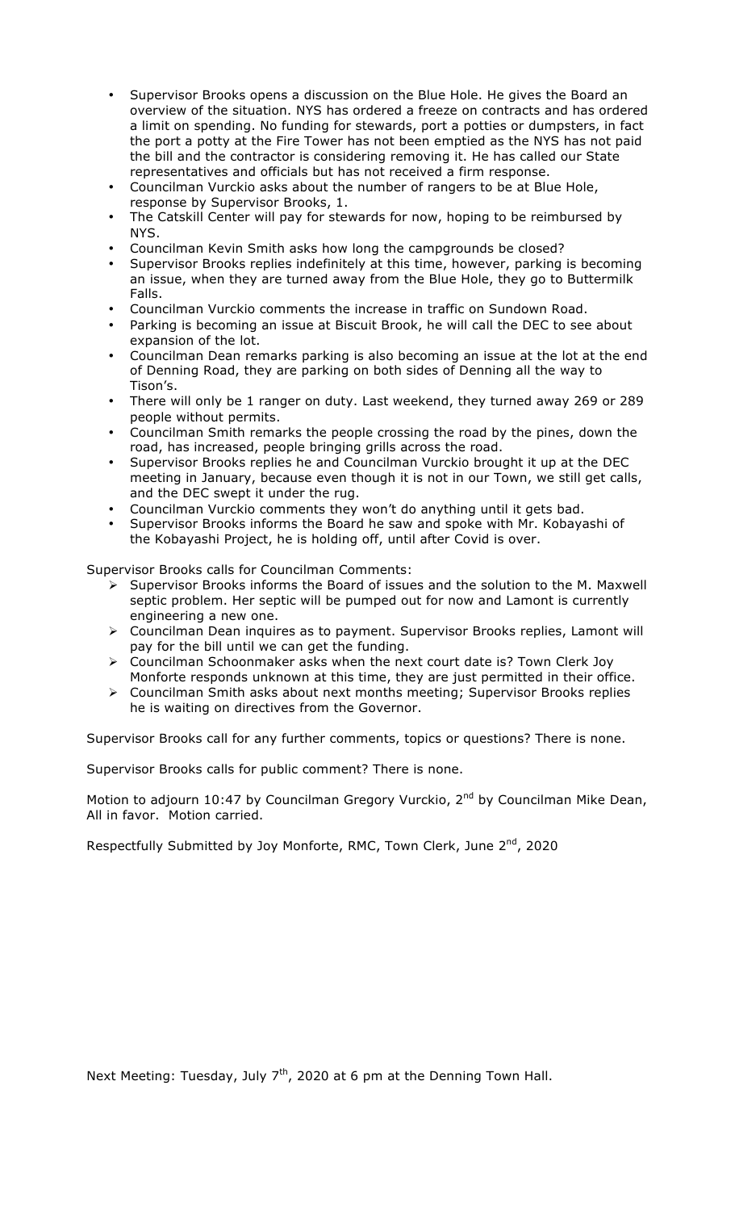- Supervisor Brooks opens a discussion on the Blue Hole. He gives the Board an overview of the situation. NYS has ordered a freeze on contracts and has ordered a limit on spending. No funding for stewards, port a potties or dumpsters, in fact the port a potty at the Fire Tower has not been emptied as the NYS has not paid the bill and the contractor is considering removing it. He has called our State representatives and officials but has not received a firm response.
- Councilman Vurckio asks about the number of rangers to be at Blue Hole, response by Supervisor Brooks, 1.
- The Catskill Center will pay for stewards for now, hoping to be reimbursed by NYS.
- Councilman Kevin Smith asks how long the campgrounds be closed?
- Supervisor Brooks replies indefinitely at this time, however, parking is becoming an issue, when they are turned away from the Blue Hole, they go to Buttermilk Falls.
- Councilman Vurckio comments the increase in traffic on Sundown Road.
- Parking is becoming an issue at Biscuit Brook, he will call the DEC to see about expansion of the lot.
- Councilman Dean remarks parking is also becoming an issue at the lot at the end of Denning Road, they are parking on both sides of Denning all the way to Tison's.
- There will only be 1 ranger on duty. Last weekend, they turned away 269 or 289 people without permits.
- Councilman Smith remarks the people crossing the road by the pines, down the road, has increased, people bringing grills across the road.
- Supervisor Brooks replies he and Councilman Vurckio brought it up at the DEC meeting in January, because even though it is not in our Town, we still get calls, and the DEC swept it under the rug.
- Councilman Vurckio comments they won't do anything until it gets bad.
- Supervisor Brooks informs the Board he saw and spoke with Mr. Kobayashi of the Kobayashi Project, he is holding off, until after Covid is over.

Supervisor Brooks calls for Councilman Comments:

- Supervisor Brooks informs the Board of issues and the solution to the M. Maxwell septic problem. Her septic will be pumped out for now and Lamont is currently engineering a new one.
- Councilman Dean inquires as to payment. Supervisor Brooks replies, Lamont will pay for the bill until we can get the funding.
- Councilman Schoonmaker asks when the next court date is? Town Clerk Joy Monforte responds unknown at this time, they are just permitted in their office.
- Councilman Smith asks about next months meeting; Supervisor Brooks replies he is waiting on directives from the Governor.

Supervisor Brooks call for any further comments, topics or questions? There is none.

Supervisor Brooks calls for public comment? There is none.

Motion to adjourn 10:47 by Councilman Gregory Vurckio, 2nd by Councilman Mike Dean, All in favor. Motion carried.

Respectfully Submitted by Joy Monforte, RMC, Town Clerk, June 2nd, 2020

Next Meeting: Tuesday, July 7th, 2020 at 6 pm at the Denning Town Hall.